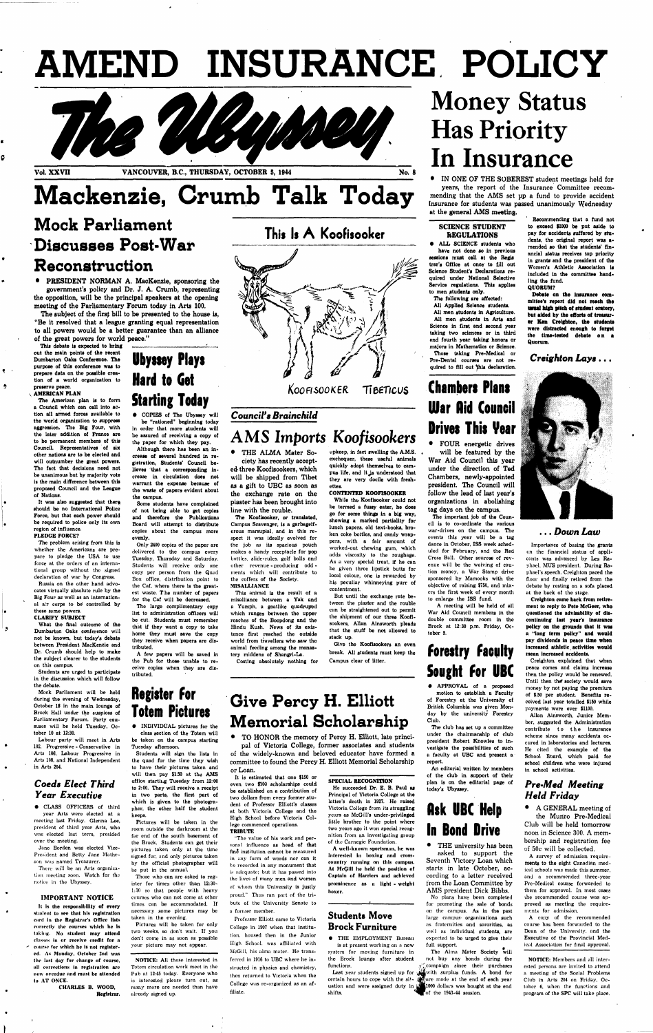# AMEND INSURANCE POLICY

The Ubyssey

Vol. XXVII — VANCOUVER, B.C., THURSDAY, OCTOBER 5, 1944 — No. 8

# Mackenzie, Crumb Talk Today

## Mock Parliament Discusses Post-War Reconstruction

PRESIDENT NORMAN A. MacKenzie, sponsoring the government's policy and Dr. J. A. Crumb, representing the opposition, will be the principal speakers at the opening meeting of the Parliamentary Forum today in Arts 100.

The subject of the first bill to be presented to the house is, "Be it resolved that a league granting equal representation to all powers would be a better guarantee than an alliance of the great powers for world peace."

This debate is expected to bring out the main points of the recent Dumbarton Oaks Conference. The purpose of this conference was to prepare data on the possible creation of a world organization to preserve peace.

**AMERICAN PLAN**

The American plan is to form a Council which can call into action all armed forces available to the world organization to suppress aggression. The Big Four, with the later addition of France are to be permanent members of this Council. Representatives of six other nations are to be elected and will outnumber the great powers. The fact that decisions need not be unanimous but by majority vote is the main difference between this proposed Council and the League of Nations.

It was also suggested that there should be no International Police Force, but that each power should be required to police only its own region of influence.

**PLEDGE FORCE?**

The problem arising from this is whether the Americans are prepare to pledge the USA to use force at the orders of an international group without the signed declaration of war by Congress.

Russia on the other hand advocates virtually absolute rule by the Big Four as well as an international air corps to be controlled by these same powers.

**CLARIFY SUBJECT**

What the final outcome of the Dumbarton Oaks conference will not be known, but today's debate between President MacKenzie and Dr. Crumb should help to make the subject clearer to the students on this campus.

Students are urged to participate in the discussion which will follow the debate.

Mock Parliament will be held during the evening of Wednesday, October 18 in the main lounge of Brock Hall under the auspices of Parliamentary Forum. Party caucuses will be held Tuesday, October 10 at 12:30.

Labour party will meet in Arts 102, Progressive - Conservative in Arts 106, Labour Progressive in Arts 108, and National Independent in Arts 204.

## Coeds Elect Third Year Executive

CLASS OFFICERS of third year Arts were elected at a meeting last Friday. Glenna Lee, president of third year Arts, who was elected last term, presided over the meeting.

Jane Borden was elected Vice-President and Betty Jane Mathe-son was named Treasurer.

There will be an Arts organization meeting soon. Watch for the notice in the Ubyssey.

**IMPORTANT NOTICE**

It is the responsibility of every student to see that his registration card in the Registrar's Office lists correctly the courses which he is taking. No student may attend classes in or receive credit for a course for which he is not registered. As Monday, October 2nd was the last day for change of course, all corrections in registration are now overdue and must be attended to AT ONCE.

CHARLES B. WOOD,
Registrar.

## Ubyssey Plays Hard to Get Starting Today

COPIES of The Ubyssey will be "rationed" beginning today in order that more students will be assured of receiving a copy of the paper for which they pay.

Although there has been an increase of several hundred in registration, Students' Council believes that a corresponding increase in circulation does not warrant the expense because of the waste of papers evident about the campus.

Some students have complained of not being able to get copies and therefore the Publications Board will attempt to distribute copies about the campus more evenly.

Only 2400 copies of the paper are delivered to the campus every Tuesday, Thursday and Saturday. Students will receive only one copy per person from the Quad Box office, distribution point to the Caf, where there is the greatest waste. The number of papers for the Caf will be decreased.

The large complimentary copy list to administration officers will be cut. Students must remember that if they want a copy to take home they must save the copy they receive when papers are distributed.

A few papers will be saved in the Pub for those unable to receive copies when they are distributed.

## Register For Totem Pictures

INDIVIDUAL pictures for the class section of the Totem will be taken on the campus starting Tuesday afternoon.

Students will sign the lists in the quad for the time they wish to have their pictures taken and will then pay $1.50 at the AMS office starting Tuesday from 12:00 to 2:00. They will receive a receipt in two parts, the first part of which is given to the photographer, the other half the student keeps.

Pictures will be taken in the room outside the darkroom at the far end of the south basement of the Brock. Students can get their pictures taken only at the time signed for, and only pictures taken by the official photographer will be put in the annual.

Those who can are asked to register for times other than 12:30-1:30 so that people with heavy courses who can not come at other times can be accommodated. If necessary some pictures may be taken in the evening.

Pictures will be taken for only two weeks, so don't wait. If you don't come in as soon as possible your picture may not appear.

NOTICE: All those interested in Totem circulation work meet in the Pub at 12:45 today. Everyone who is interested please turn out, as many more are needed than have already signed up.

## This Is A Koofisooker

KOOFISOOKER TIBETICUS

*Council's Brainchild*

## AMS Imports Koofisookers

THE ALMA Mater Society has recently accepted three Koofisookers, which will be shipped from Tibet as a gift to UBC as soon as the exchange rate on the piaster has been brought into line with the rouble.

The Koofisooker, or translated, Campus Scavenger, is a garbage-iferous marsupial, and in this respect it was ideally evolved for the job as its spacious pouch makes a handy receptacle for pop bottles, slide-rules, golf balls and other revenue - producing oddments which will contribute to the coffers of the Society.

**MISALLIANCE**

This animal is the result of a misalliance between a Yak and a Yumph, a goatlike quadruped which ranges between the upper reaches of the Boopdong and the Hindu Kush. News of its existence first reached the outside world from travellers who saw the animal feeding among the monastery middens of Shangri-La.

Costing absolutely nothing for upkeep, in fact swelling the A.M.S. exchequer, these useful animals quickly adapt themselves to campus life, and it is understood that they are very docile with freshettes.

**CONTENTED KOOFISOOKER**

While the Koofisooker could not be termed a fussy eater, he does go for some things in a big way, showing a marked partiality for lunch papers, old text-books, broken coke bottles, and candy wrappers, with a fair amount of worked-out chewing gum, which adds viscosity to the roughage. As a very special treat, if he can be given three lipstick butts for local colour, one is rewarded by his peculiar whinneying purr of contentment.

But until the exchange rate between the piaster and the rouble can be straightened out to permit the shipment of our three Koofisookers, Allan Ainsworth pleads that the stuff be not allowed to stack up.

Give the Koofisookers an even break. All students must keep the Campus clear of litter.

## Give Percy H. Elliott Memorial Scholarship

TO HONOR the memory of Percy H. Elliott, late principal of Victoria College, former associates and students of the widely-known and beloved educator have formed a committee to found the Percy H. Elliott Memorial Scholarship or Loan.

It is estimated that one $150 or even two $100 scholarships could be established on a contribution of two dollars from every former student of Professor Elliott's classes at both Victoria College and the High School before Victoria College commenced operations.

**TRIBUTE**

"The value of his work and personal influence as head of that fine institution cannot be measured in any form of words nor can it be recorded in any monument that is adequate; but it has passed into the lives of many men and women of whom this University is justly proud." Thus ran part of the tribute of the University Senate to a former member.

Professor Elliott came to Victoria College in 1907 when that institution, housed then in the Junior High School, was affiliated with McGill, his alma mater. He transferred in 1916 to UBC where he instructed in physics and chemistry, then returned to Victoria when the College was re-organized as an affiliate.

**SPECIAL RECOGNITION**

He succeeded Dr. E. B. Paul as Principal of Victoria College at the latter's death in 1927. He raised Victoria College from its struggling years as McGill's under-privileged little brother to the point where two years ago it won special recognition from an investigating group of the Carnegie Foundation.

A well-known sportsman, he was interested in boxing and cross-country running on this campus. At McGill he held the position of Captain of Harriers and achieved prominence as a light - weight boxer.

## Students Move Brock Furniture

THE EMPLOYMENT Bureau is at present working on a new system for moving furniture in the Brock lounge after student functions.

Last year students signed up for certain hours to cope with the situation and were assigned duty in shifts.

# Money Status Has Priority In Insurance

IN ONE OF THE SOBEREST student meetings held for years, the report of the Insurance Committee recommending that the AMS set up a fund to provide accident insurance for students was passed unanimously Wednesday at the general AMS meeting.

Recommending that a fund not to exceed $1000 be put aside to pay for accidents suffered by students, the original report was amended so that the students' financial status receives top priority in grants and the president of the Women's Athletic Association is included in the committee handling the fund.

**QUORUM?**

Debate on the insurance committee's report did not reach the usual high pitch of student oratory, but aided by the efforts of treasurer Ken Creighton, the students were distracted enough to forget the time-tested debate on a Quorum.

*Creighton Lays . . .*

*. . . Down Law*

Importance of basing the grants on the financial status of applicants was advanced by Les Raphael, MUS president. During Raphael's speech, Creighton paced the floor and finally retired from the debate by resting on a sofa placed at the back of the stage.

Creighton came back from retirement to reply to Pete McGeer, who questioned the advisability of discontinuing last year's insurance policy on the grounds that it was a "long term policy" and would pay dividends in peace time when increased athletic activities would mean increased accidents.

Creighton explained that when peace comes and claims increase then the policy would be renewed. Until then the society would save money by not paying the premium of $.50 per student. Benefits received last year totalled $150 while payments were over $1100.

Allan Ainsworth, Junior Member, suggested the Administration contribute to the insurance scheme since many accidents occured in laboratories and lectures. He cited the example of the School Board, which paid for school children who were injured in school activities.

## SCIENCE STUDENT REGULATIONS

ALL SCIENCE students who have not done so in previous sessions must call at the Registrar's Office at once to fill out Science Student's Declarations required under National Selective Service regulations. This applies to men students only.

The following are affected:
- All Applied Science students.
- All men students in Agriculture.
- All men students in Arts and Science in first and second year taking two sciences or in third and fourth year taking honors or majors in Mathematics or Science.

Those taking Pre-Medical or Pre-Dental courses are not required to fill out this declaration.

## Chambers Plans War Aid Council Drives This Year

FOUR energetic drives will be featured by the War Aid Council this year under the direction of Ted Chambers, newly-appointed president. The Council will follow the lead of last year's organizations in abolishing tag days on the campus.

The important job of the Council is to co-ordinate the various war-drives on the campus. The events this year will be a tag dance in October, ISS week scheduled for February, and the Red Cross Ball. Other sources of revenue will be the waiving of caution money, a War Stamp drive sponsored by Mamooks with the objective of raising $750, and mixers the first week of every month to enlarge the ISS fund.

A meeting will be held of all War Aid Council members in the double committee room in the Brock at 12:30 p.m. Friday, October 5.

## Forestry Faculty Sought For UBC

APPROVAL of a proposed motion to establish a Faculty of Forestry at the University of British Columbia was given Monday by the university Forestry Club.

The club has set up a committee under the chairmanship of club president Robert Knowles to investigate the possibilities of such a faculty at UBC and present a report.

An editorial written by members of the club in support of their plan is on the editorial page of today's Ubyssey.

## Ask UBC Help In Bond Drive

THE university has been asked to support the Seventh Victory Loan which starts in late October, according to a letter received from the Loan Committee by AMS president Dick Bibbs.

No plans have been completed for promoting the sale of bonds on the campus. As in the past large campus organizations such as fraternities and sororities, as well as individual students, are expected to be urged to give their full support.

The Alma Mater Society will not buy any bonds during the campaign since their purchases with surplus funds. A bond for $1000 was bought at the end of the 1943-44 session. Purchases are made at the end of each year.

## Pre-Med Meeting Held Friday

A GENERAL meeting of the Munro Pre-Medical Club will be held tomorrow noon in Science 300. A membership and registration fee of 50c will be collected.

A survey of admission requirements to the eight Canadian medical schools was made this summer, and a recommended three-year Pre-Medical course forwarded to them for approval. In most cases the recommended course was approved as meeting the requirements for admission.

A copy of the recommended course has been forwarded to the Dean of the University, and the Executive of the Provincial Medical Association for final approval.

NOTICE: Members and all interested persons are invited to attend a meeting of the Social Problems Club in Arts 204 on Friday, October 6, when the functions and program of the SPC will take place.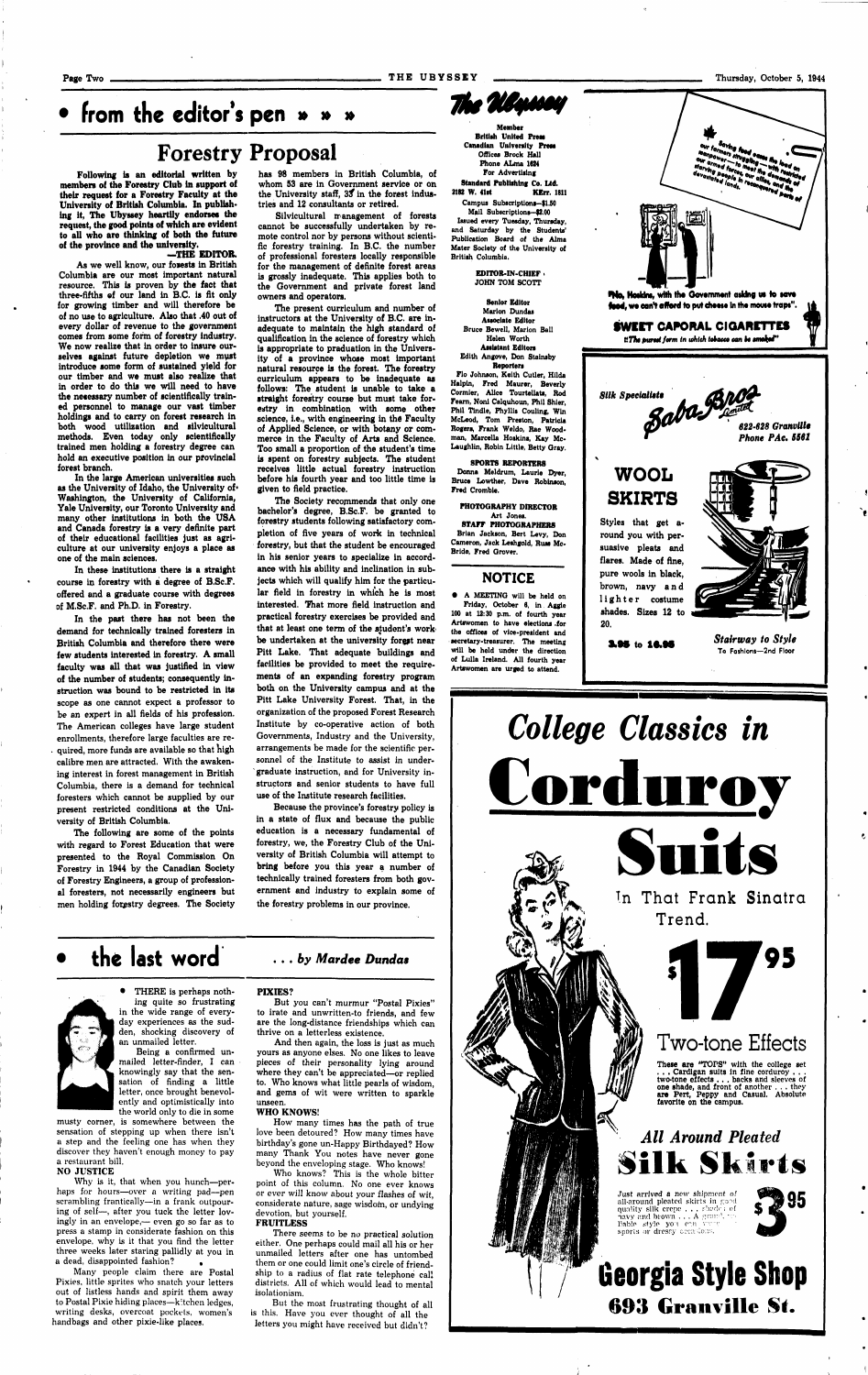# • from the editor's pen » » »

## Forestry Proposal

**Following is an editorial written by members of the Forestry Club in support of their request for a Forestry Faculty at the University of British Columbia. In publishing it, The Ubyssey heartily endorses the request, the good points of which are evident to all who are thinking of both the future of the province and the university.**

**—THE EDITOR.**

As we well know, our forests in British Columbia are our most important natural resource. This is proven by the fact that three-fifths of our land in B.C. is fit only for growing timber and will therefore be of no use to agriculture. Also that .40 out of every dollar of revenue to the government comes from some form of forestry industry. We now realize that in order to insure ourselves against future depletion we must introduce some form of sustained yield for our timber and we must also realize that in order to do this we will need to have the necessary number of scientifically trained personnel to manage our vast timber holdings and to carry on forest research in both wood utilization and silvicultural methods. Even today only scientifically trained men holding a forestry degree can hold an executive position in our provincial forest branch.

In the large American universities such as the University of Idaho, the University of Washington, the University of California, Yale University, our Toronto University and many other institutions in both the USA and Canada forestry is a very definite part of their educational facilities just as agriculture at our university enjoys a place as one of the main sciences.

In these institutions there is a straight course in forestry with a degree of B.Sc.F. offered and a graduate course with degrees of M.Sc.F. and Ph.D. in Forestry.

In the past there has not been the demand for technically trained foresters in British Columbia and therefore there were few students interested in forestry. A small faculty was all that was justified in view of the number of students; consequently instruction was bound to be restricted in its scope as one cannot expect a professor to be an expert in all fields of his profession. The American colleges have large student enrollments, therefore large faculties are required, more funds are available so that high calibre men are attracted. With the awakening interest in forest management in British Columbia, there is a demand for technical foresters which cannot be supplied by our present restricted conditions at the University of British Columbia.

The following are some of the points with regard to Forest Education that were presented to the Royal Commission On Forestry in 1944 by the Canadian Society of Forestry Engineers, a group of professional foresters, not necessarily engineers but men holding forestry degrees. The Society has 98 members in British Columbia, of whom 53 are in Government service or on the University staff, 33 in the forest industries and 12 consultants or retired.

Silvicultural management of forests cannot be successfully undertaken by remote control nor by persons without scientific forestry training. In B.C. the number of professional foresters locally responsible for the management of definite forest areas is grossly inadequate. This applies both to the Government and private forest land owners and operators.

The present curriculum and number of instructors at the University of B.C. are inadequate to maintain the high standard of qualification in the science of forestry which is appropriate to graduation in the University of a province whose most important natural resource is the forest. The forestry curriculum appears to be inadequate as follows: The student is unable to take a straight forestry course but must take forestry in combination with some other science, i.e., with engineering in the Faculty of Applied Science, or with botany or commerce in the Faculty of Arts and Science. Too small a proportion of the student's time is spent on forestry subjects. The student receives little actual forestry instruction before his fourth year and too little time is given to field practice.

The Society recommends that only one bachelor's degree, B.Sc.F. be granted to forestry students following satisfactory completion of five years of work in technical forestry, but that the student be encouraged in his senior years to specialize in accordance with his ability and inclination in subjects which will qualify him for the particular field in forestry in which he is most interested. That more field instruction and practical forestry exercises be provided and that at least one term of the student's work be undertaken at the university forest near Pitt Lake. That adequate buildings and facilities be provided to meet the requirements of an expanding forestry program both on the University campus and at the Pitt Lake University Forest. That, in the organization of the proposed Forest Research Institute by co-operative action of both Governments, Industry and the University, arrangements be made for the scientific personnel of the Institute to assist in undergraduate instruction, and for University instructors and senior students to have full use of the Institute research facilities.

Because the province's forestry policy is in a state of flux and because the public education is a necessary fundamental of forestry, we, the Forestry Club of the University of British Columbia will attempt to bring before you this year a number of technically trained foresters from both government and industry to explain some of the forestry problems in our province.

---

**The Ubyssey**

Member
British United Press
Canadian University Press
Offices Brock Hall
Phone ALma 1624
For Advertising
Standard Publishing Co. Ltd.
2182 W. 41st KErr. 1811
Campus Subscriptions—$1.50
Mail Subscriptions—$2.00

Issued every Tuesday, Thursday, and Saturday by the Students' Publication Board of the Alma Mater Society of the University of British Columbia.

**EDITOR-IN-CHIEF**
JOHN TOM SCOTT

**Senior Editor**
Marion Dundas
**Associate Editor**
Bruce Bewell, Marion Ball
Helen Worth
**Assistant Editors**
Edith Angove, Don Stainsby
**Reporters**
Flo Johnson, Keith Cutler, Hilda Halpin, Fred Maurer, Beverly Cormier, Alice Tourtellata, Rod Fearn, Noni Calquhoun, Phil Shier, Phil Tindle, Phyllis Couling, Win McLeod, Tom Preston, Patricia Rogers, Frank Weldo, Rae Woodman, Marcella Hoskins, Kay McLaughlin, Robin Little, Betty Gray.

**SPORTS REPORTERS**
Donna Meldrum, Laurie Dyer, Bruce Lowther, Dave Robinson, Fred Crombie.

**PHOTOGRAPHY DIRECTOR**
Art Jones.
**STAFF PHOTOGRAPHERS**
Brian Jackson, Bert Levy, Don Cameron, Jack Leshgold, Russ McBride, Fred Grover.

### NOTICE

• A MEETING will be held on Friday, October 6, in Aggie 100 at 12:30 p.m. of fourth year Artswomen to have elections for the offices of vice-president and secretary-treasurer. The meeting will be held under the direction of Lulla Ireland. All fourth year Artswomen are urged to attend.

---

"Saving food eases the load on our farmers struggling—with restricted manpower—to meet the demands of our armed forces, our allies, and the starving people in reconquered parts of devastated lands."

**"No, Hoskins, with the Government asking us to save food, we can't afford to put cheese in the mouse traps".**

**SWEET CAPORAL CIGARETTES**
*"The purest form in which tobacco can be smoked"*

---

*Silk Specialists*

**Saba Bros.** Limited
622-628 Granville
Phone PAc. 5581

**WOOL SKIRTS**

Styles that get around you with persuasive pleats and flares. Made of fine, pure wools in black, brown, navy and lighter costume shades. Sizes 12 to 20.

**3.95 to 10.95**

*Stairway to Style*
To Fashions—2nd Floor

---

# • the last word

*. . . by Mardee Dundas*

• THERE is perhaps nothing quite so frustrating in the wide range of everyday experiences as the sudden, shocking discovery of an unmailed letter.

Being a confirmed unmailed letter-finder, I can knowingly say that the sensation of finding a little letter, once brought benevolently and optimistically into the world only to die in some musty corner, is somewhere between the sensation of stepping up when there isn't a step and the feeling one has when they discover they haven't enough money to pay a restaurant bill.

**NO JUSTICE**

Why is it, that when you hunch—perhaps for hours—over a writing pad—pen scrambling frantically—in a frank outpouring of self—, after you tuck the letter lovingly in an envelope,— even go so far as to press a stamp in considerate fashion on this envelope, why is it that you find the letter three weeks later staring pallidly at you in a dead, disappointed fashion?

Many people claim there are Postal Pixies, little sprites who snatch your letters out of listless hands and spirit them away to Postal Pixie hiding places—kitchen ledges, writing desks, overcoat pockets, women's handbags and other pixie-like places.

**PIXIES?**

But you can't murmur "Postal Pixies" to irate and unwritten-to friends, and few are the long-distance friendships which can thrive on a letterless existence.

And then again, the loss is just as much yours as anyone elses. No one likes to leave pieces of their personality lying around where they can't be appreciated—or replied to. Who knows what little pearls of wisdom, and gems of wit were written to sparkle unseen.

**WHO KNOWS!**

How many times has the path of true love been detoured? How many times have birthday's gone un-Happy Birthdayed? How many Thank You notes have never gone beyond the enveloping stage. Who knows!

Who knows? This is the whole bitter point of this column. No one ever knows or ever will know about your flashes of wit, considerate nature, sage wisdom, or undying devotion, but yourself.

**FRUITLESS**

There seems to be no practical solution either. One perhaps could mail all his or her unmailed letters after one has untombed them or one could limit one's circle of friendship to a radius of flat rate telephone call districts. All of which would lead to mental isolationism.

But the most frustrating thought of all is this. Have you ever thought of all the letters you might have received but didn't?

---

# *College Classics in*
# **Corduroy Suits**

In That Frank Sinatra Trend.

**$17.95**

## Two-tone Effects

**These are "TOPS" with the college set . . . Cardigan suits in fine corduroy . . . two-tone effects . . . backs and sleeves of one shade, and front of another . . . they are Pert, Peppy and Casual. Absolute favorite on the campus.**

### *All Around Pleated*
## Silk Skirts

Just arrived a new shipment of all-around pleated skirts in good quality silk crepe . . . shades of navy and brown . . . A grand, reliable style you can wear for sports or dressy occasions.

**$3.95**

# Georgia Style Shop
## 693 Granville St.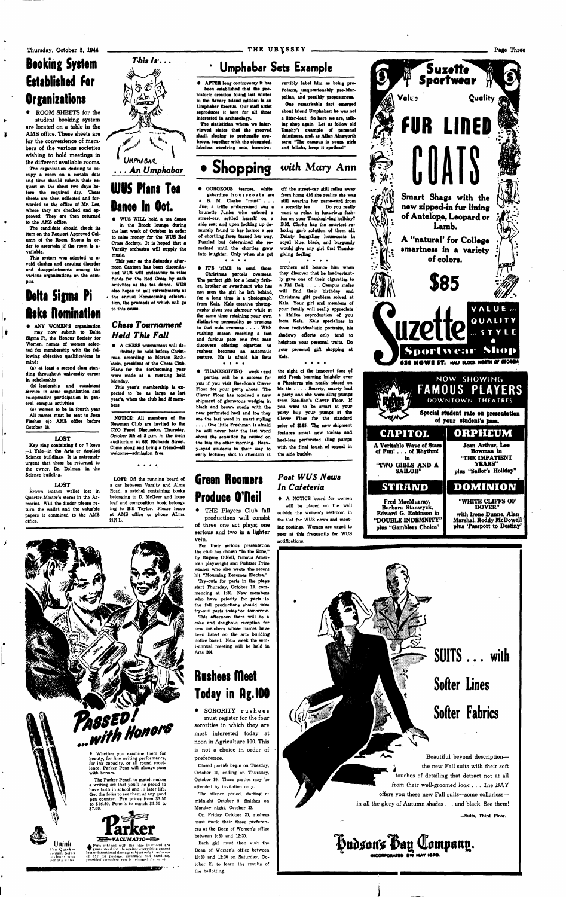# Booking System Established For Organizations

• ROOM SHEETS for the student booking system are located on a table in the AMS office. These sheets are for the convenience of members of the various societies wishing to hold meetings in the different available rooms.

The organization desiring to occupy a room on a certain date and time should submit their request on the sheet two days before the required day. These sheets are then collected and forwarded to the office of Mr. Lee, where they are checked and approved. They are then returned to the AMS office.

The candidate should check its item on the Request Approved Column of the Room Sheets in order to ascertain if the room is available.

This system was adopted to avoid clashes and ensuing disorder and disappointments among the various organizations on the campus.

# Delta Sigma Pi Asks Nomination

• ANY WOMEN'S organization may now submit to Delta Sigma Pi, the Honour Society for Women, names of women selected for membership with the following objective qualifications in mind:

(a) at least a second class standing throughout university career in scholarship

(b) leadership and consistent service in some organization and co-operative participation in general campus activities

(c) women to be in fourth year

All names must be sent to Joan Fischer c|o AMS office before October 18.

### LOST

Key ring containing 6 or 7 keys —1 Yale—in the Arts or Applied Science buildings. It is extremely urgent that these be returned to the owner, Dr. Dolman, in the Science building.

### LOST

Brown leather wallet lost in Quarter-Master's stores in the Armories. Will the finder please return the wallet and the valuable papers it contained to the AMS office.

*This Is . . .*

*UMPHABAR*

*. . . An Umphabar*

# WUS Plans Tea Dance In Oct.

• WUS WILL hold a tea dance in the Brock lounge during the last week of October in order to raise money for the WUS Red Cross Society. It is hoped that a Varsity orchestra will supply the music.

This year as the Saturday afternoon Canteen has been discontinued WUS will endeavour to raise funds for the Red Cross by such activities as the tea dance. WUS also hopes to sell refreshments at the annual Homecoming celebration, the proceeds of which will go to this cause.

## *Chess Tournament Held This Fall*

• A CHESS tournament will definitely be held before Christmas, according to Morton Rothstein, president of the Chess Club. Plans for the forthcoming year were made at a meeting held Monday.

This year's membership is expected to be as large as last year's, when the club had 35 members.

NOTICE: All members of the Newman Club are invited to the CYO Panel Discussion, Thursday, *October 5th at 8 p.m.* in the main auditorium at 650 Richards Street. Come along and bring a friend—all welcome—admission free.

• • • •

LOST: Off the running board of a car between Varsity and Alma Road, a satchel containing books belonging to D. McGeer and loose leaf and composition book belonging to Bill Taylor. Please leave at AMS office or phone ALma 2137 L.

# Umphabar Sets Example

• AFTER long controversy it has been established that the prehistoric creation found last winter in the Savary Island midden is an Umphabar Erectus. Our staff artist reproduces it here for all those interested in archaeology.

The statistician whom we interviewed states that the grooved skull, sloping to prehensile eyebrows, together with the elongated, lobeless receiving sets, incontrovertibly label him as being pre-Folsom, unquestionably pre-Marpolian, and possibly preposterous.

One remarkable fact emerged about friend Umphabar: he was not a litter-lout. So here we are, talking shop again. Let us follow old Umphy's example of personal daintiness, and, as Allan Ainsworth says: "The campus is yours, girls and fellahs, keep it spotless!"

# • Shopping *with Mary Ann*

• GORGEOUS tearose, white gabardine housecoats are a B. M. Clarke "must" . . . Just a trifle embarrassed was a brunette Junior who entered a street-car, settled herself on a side seat and upon looking up demurely found to her horror a sea of chortling faces turned her way. Puzzled but determined she remained until the chortles grew into laughter. Only when she got off the street-car still miles away from home did she realise she was still wearing her name-card from a sorority tea . Do you really want to relax in luxurious fashion on your Thanksgiving holiday? B.M. Clarke has the smartest relaxing garb solution of them all. Dainty bengaline housecoats in royal blue, black, and burgundy would give any girl that Thanksgiving feeling.

• • • •

• IT'S 'zIME to send those Christmas parcels overseas. The perfect gift for a lonely father, brother or sweetheart who has not seen the girl he left behind for a long time is a photograph from Kals. Kals creative photography gives you glamour while at the same time retaining your own distinctive personality so precious to that man overseas . . . . With rushing season reaching a fast and furious pace one frat man discovers offering cigartes to rushees becomes an automatic gesture. He is afraid his Beta brothers will bounce him when they discover that he inadvertantly gave one of their cigarettes to a Phi Delt . . . . Campus males will find their birthday and Christmas gift problem solved at Kals. Your girl and members of your family will really appreciate a lifelike reproduction of you from Kals. Kals specializes in those individualistic portraits, his shadowy effects only tend to heighten your personal traits. Do your personal gift shopping at Kals.

• • • •

• THANKSGIVING week-end parties will be a success for you if you visit Rae-Son's Clever Floor for your party shoes. The Clever Floor has received a new shipment of glamorous wedgies in black and brown suede with the new perforated heel and toe they are the last word in smart styling . . . . One little Freshman is afraid he will never hear the last word about the sensation he caused on the bus the other morning. Heavy-eyed students in their way to early lectures shot to attention at the sight of the innocent face of said Frosh beaming brightly over a Phrateres pin neatly placed on his tie . . . . Smarty, smarty had a party and she wore sling pumps from Rae-Son's Clever Floor. If you want to be smart at your party buy your pumps at the Clever Floor for the standard price of $5.95. The new shipment features smart new toeless and heel-less perforated sling pumps with the final touch of appeal in the side buckle.

# Green Roomers Produce O'Neil

• THE Players Club fall productions will consist of three one act plays; one serious and two in a lighter vein.

For their serious presentation the club has chosen "In the Zone," by Eugene O'Neil, famous American playwright and Pulitzer Prize winner who also wrote the recent hit "Mourning Becomes Electra."

Try-outs for parts in the plays start Thursday, October 12, commencing at 1:30. New members who have priority for parts in the fall productions should take try-out parts today or tomorrow.

This afternoon there will be a coke and doughnut reception for new members whose names have been listed on the arts building notice board. Next week the semi-annual meeting will be held in Arts 204.

## *Post WUS News In Cafeteria*

• A NOTICE board for women will be placed on the wall outside the women's restroom in the Caf for WUS news and meetings postings. Women are urged to peer at this frequently for WUS notifications.

# Rushees Meet Today in Ag.100

• SORORITY rushees must register for the four sororities in which they are most interested today at noon in Agriculture 100. This is not a choice in order of preference.

Closed parties begin on Tuesday, October 10, ending on Thursday, October 19. These parties may be attended by invitation only.

The silence period, starting at midnight October 9, finishes on Monday night, October 23.

On Friday October 20, rushees must mark their three preferences at the Dean of Women's office between 9:30 and 12:30.

Each girl must then visit the Dean of Women's office between 10:30 and 12:30 on Saturday, October 21 to learn the results of the ballotting.

---

**Suzette Sportwear**

Value Quality

# FUR LINED COATS

**Smart Shags with the new zipped-in fur lining of Antelope, Leopard or Lamb.**

**A "natural" for College smartness in a variety of colors.**

# $85

VALUE ... QUALITY ... STYLE

**Suzette Sportwear Shop**

639 HOWE ST. HALF BLOCK NORTH OF GEORGIA

---

NOW SHOWING
**FAMOUS PLAYERS**
DOWNTOWN THEATRES

**Special student rate on presentation of your student's pass.**

| CAPITOL | ORPHEUM |
|---|---|
| A Veritable Wave of Stars of Fun! . . . of Rhythm! in "TWO GIRLS AND A SAILOR" | Jean Arthur, Lee Bowman in "THE IMPATIENT YEARS" plus "Sailor's Holiday" |
| **STRAND** | **DOMINION** |
| Fred MacMurray, Barbara Stanwyck, Edward G. Robinson in "DOUBLE INDEMNITY" plus "Gamblers Choice" | "WHITE CLIFFS OF DOVER" with Irene Dunne, Alan Marshal, Roddy McDowell plus 'Passport to Destiny' |

---

*PASSED! ...with Honors*

• Whether you examine them for beauty, for fine writing performance, for ink capacity, or all round excellence, Parker Pens will always pass with honors.

The Parker Pencil to match makes a writing set that you'll be proud to have both in school and in later life. Get the folks to see them at any good pen counter. Pen prices from $3.50 to $16.50, Pencils to match $1.50 to $7.00.

**Parker**

VACUMATIC

Pens marked with the blue Diamond are guaranteed for life against everything except loss or intentional damage subject only to a charge of 35¢ for postage, insurance and handling, provided complete pen is returned for service.

Quink

Use Quink—contains Solv-x—cleans your pen as it writes

---

# SUITS . . . with Softer Lines Softer Fabrics

Beautiful beyond description—the new Fall suits with their soft touches of detailing that detract not at all from their well-groomed look . . . The BAY offers you these new Fall suits—some collarless—in all the glory of Autumn shades . . . and black. See them!

—Suits, Third Floor.

**Hudson's Bay Company.**

INCORPORATED 2ND MAY 1670.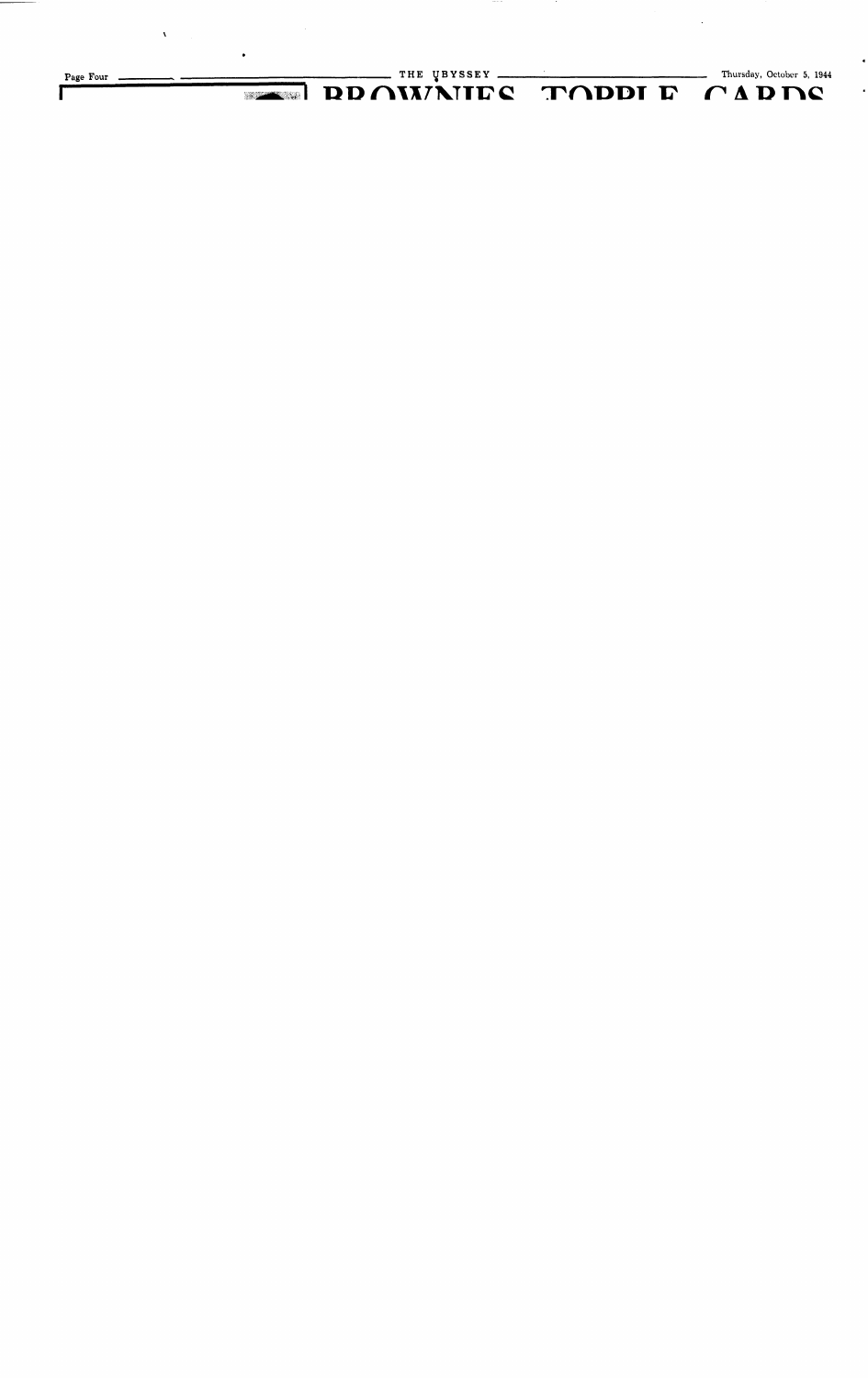# BROWNIES TOPPLE CARDS